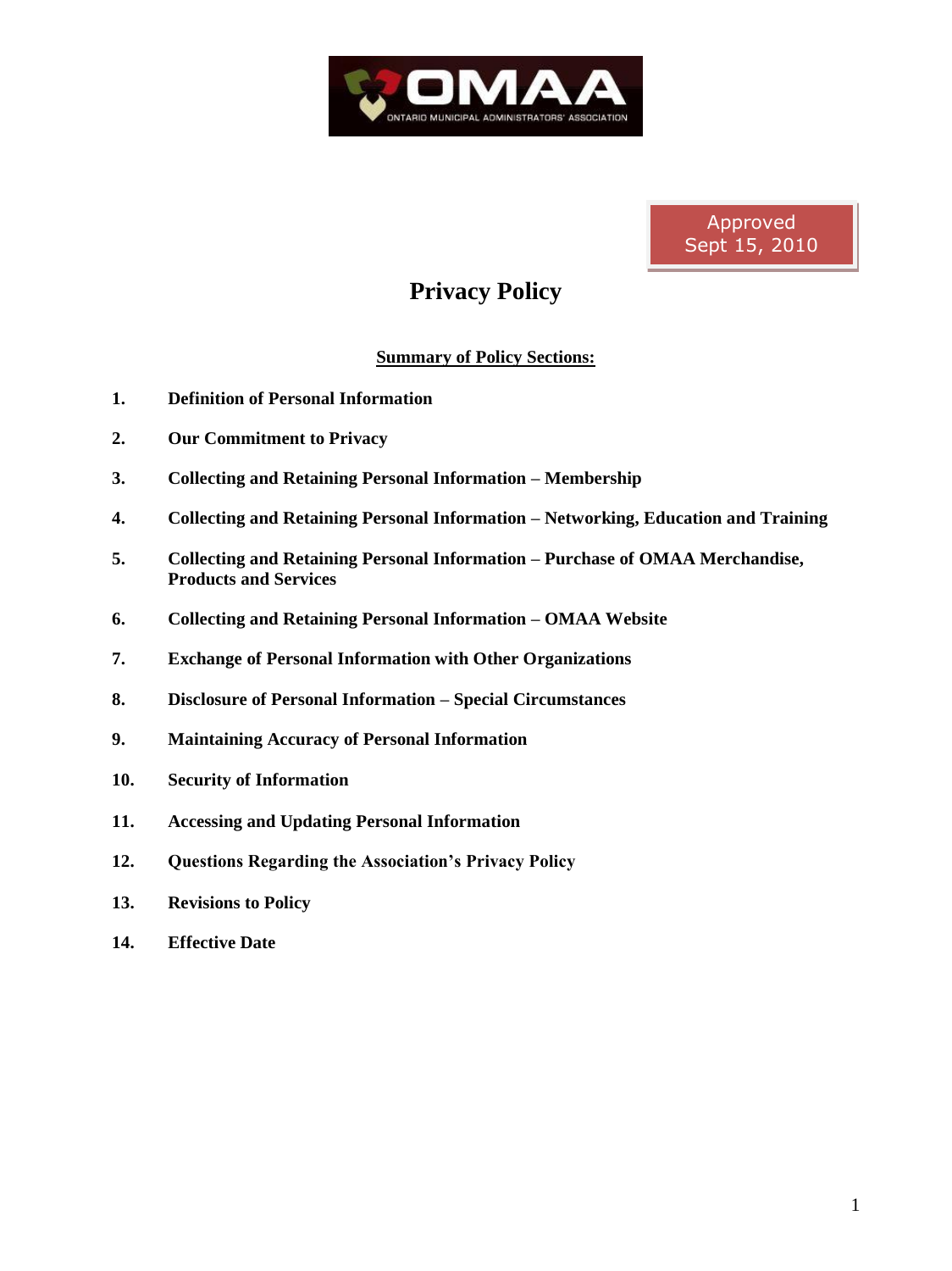OMAA

ONTARIO MUNICIPAL ADMINISTRATORS' ASSOCIATION

Approved
Sept 15, 2010

# Privacy Policy

**Summary of Policy Sections:**

1. **Definition of Personal Information**
2. **Our Commitment to Privacy**
3. **Collecting and Retaining Personal Information – Membership**
4. **Collecting and Retaining Personal Information – Networking, Education and Training**
5. **Collecting and Retaining Personal Information – Purchase of OMAA Merchandise, Products and Services**
6. **Collecting and Retaining Personal Information – OMAA Website**
7. **Exchange of Personal Information with Other Organizations**
8. **Disclosure of Personal Information – Special Circumstances**
9. **Maintaining Accuracy of Personal Information**
10. **Security of Information**
11. **Accessing and Updating Personal Information**
12. **Questions Regarding the Association's Privacy Policy**
13. **Revisions to Policy**
14. **Effective Date**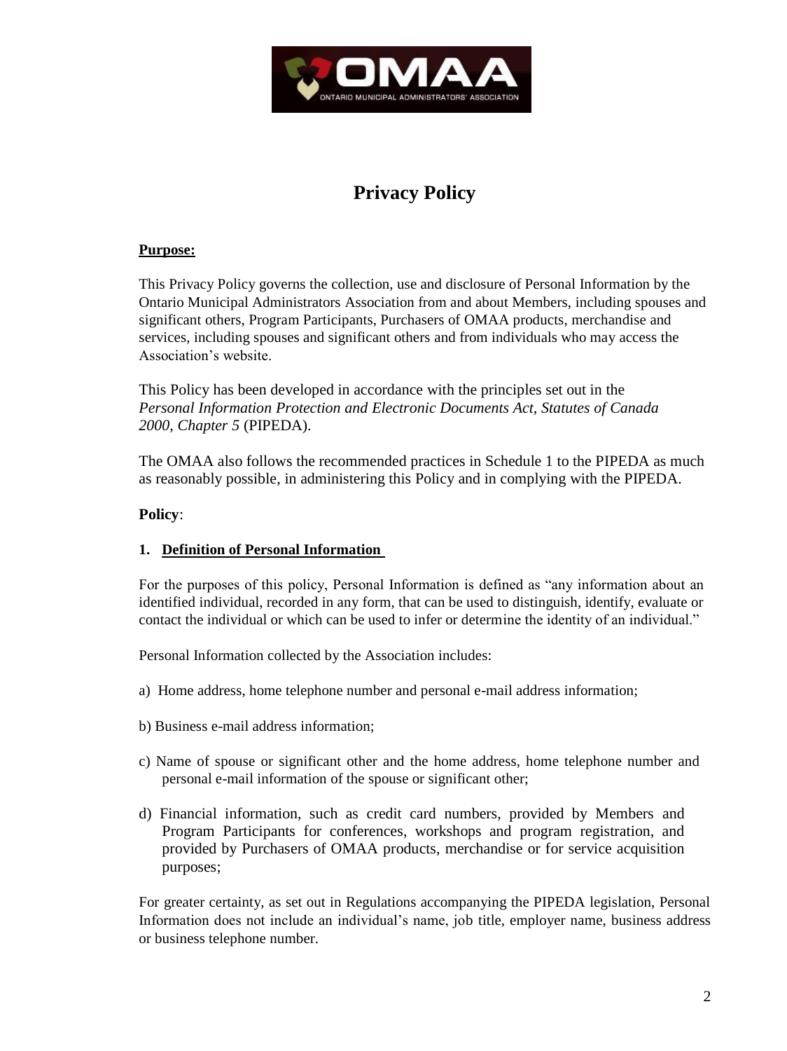# Privacy Policy

**Purpose:**

This Privacy Policy governs the collection, use and disclosure of Personal Information by the Ontario Municipal Administrators Association from and about Members, including spouses and significant others, Program Participants, Purchasers of OMAA products, merchandise and services, including spouses and significant others and from individuals who may access the Association's website.

This Policy has been developed in accordance with the principles set out in the *Personal Information Protection and Electronic Documents Act, Statutes of Canada 2000, Chapter 5* (PIPEDA).

The OMAA also follows the recommended practices in Schedule 1 to the PIPEDA as much as reasonably possible, in administering this Policy and in complying with the PIPEDA.

**Policy**:

**1. Definition of Personal Information**

For the purposes of this policy, Personal Information is defined as "any information about an identified individual, recorded in any form, that can be used to distinguish, identify, evaluate or contact the individual or which can be used to infer or determine the identity of an individual."

Personal Information collected by the Association includes:

a) Home address, home telephone number and personal e-mail address information;

b) Business e-mail address information;

c) Name of spouse or significant other and the home address, home telephone number and personal e-mail information of the spouse or significant other;

d) Financial information, such as credit card numbers, provided by Members and Program Participants for conferences, workshops and program registration, and provided by Purchasers of OMAA products, merchandise or for service acquisition purposes;

For greater certainty, as set out in Regulations accompanying the PIPEDA legislation, Personal Information does not include an individual's name, job title, employer name, business address or business telephone number.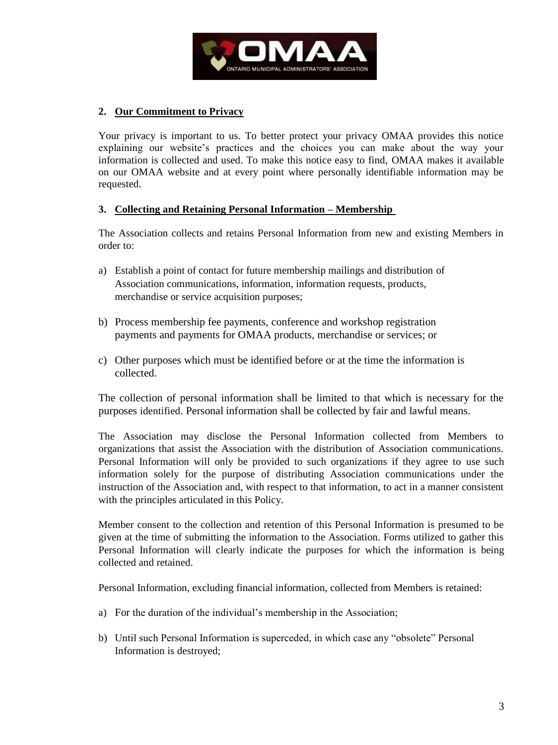## 2. Our Commitment to Privacy

Your privacy is important to us. To better protect your privacy OMAA provides this notice explaining our website's practices and the choices you can make about the way your information is collected and used. To make this notice easy to find, OMAA makes it available on our OMAA website and at every point where personally identifiable information may be requested.

## 3. Collecting and Retaining Personal Information – Membership

The Association collects and retains Personal Information from new and existing Members in order to:

a) Establish a point of contact for future membership mailings and distribution of Association communications, information, information requests, products, merchandise or service acquisition purposes;

b) Process membership fee payments, conference and workshop registration payments and payments for OMAA products, merchandise or services; or

c) Other purposes which must be identified before or at the time the information is collected.

The collection of personal information shall be limited to that which is necessary for the purposes identified. Personal information shall be collected by fair and lawful means.

The Association may disclose the Personal Information collected from Members to organizations that assist the Association with the distribution of Association communications. Personal Information will only be provided to such organizations if they agree to use such information solely for the purpose of distributing Association communications under the instruction of the Association and, with respect to that information, to act in a manner consistent with the principles articulated in this Policy.

Member consent to the collection and retention of this Personal Information is presumed to be given at the time of submitting the information to the Association. Forms utilized to gather this Personal Information will clearly indicate the purposes for which the information is being collected and retained.

Personal Information, excluding financial information, collected from Members is retained:

a) For the duration of the individual's membership in the Association;

b) Until such Personal Information is superceded, in which case any "obsolete" Personal Information is destroyed;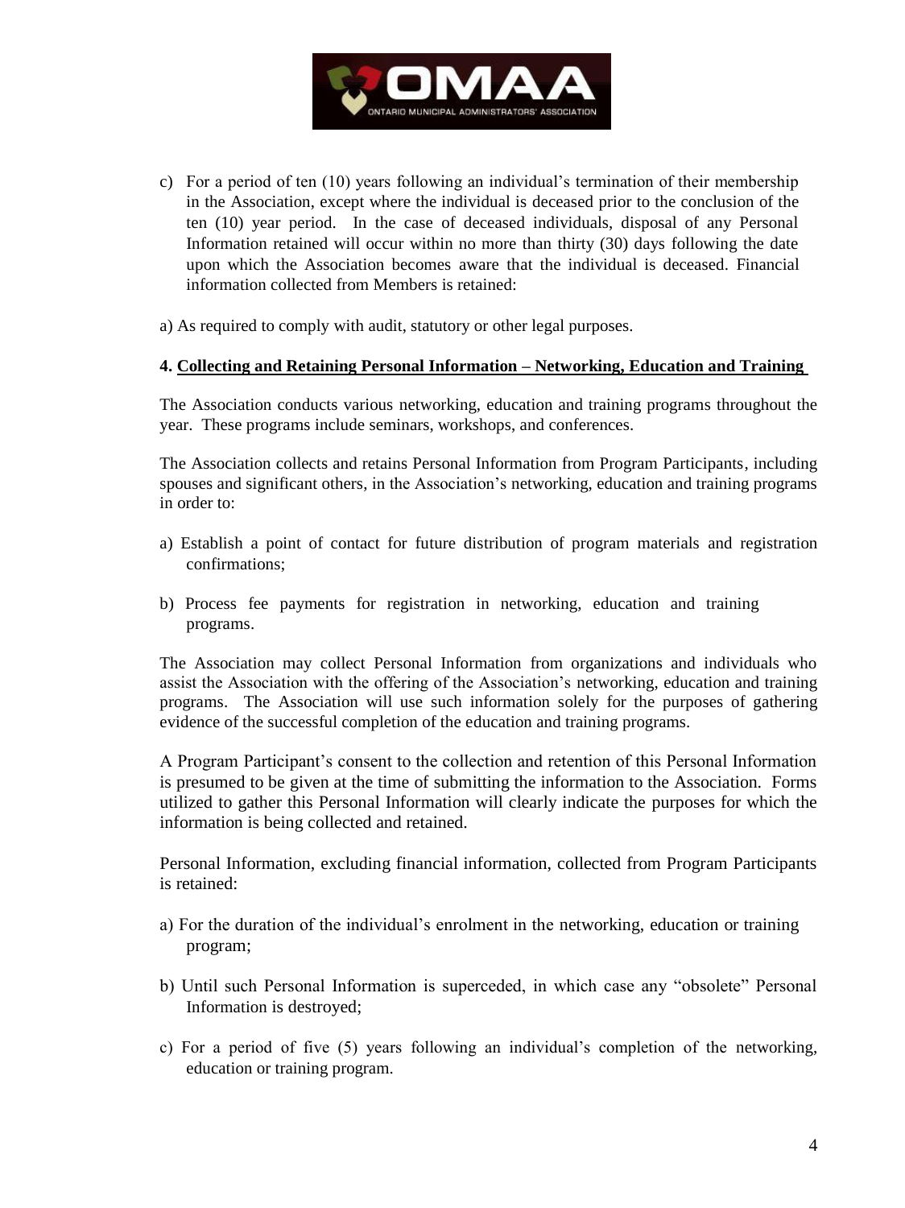c) For a period of ten (10) years following an individual's termination of their membership in the Association, except where the individual is deceased prior to the conclusion of the ten (10) year period. In the case of deceased individuals, disposal of any Personal Information retained will occur within no more than thirty (30) days following the date upon which the Association becomes aware that the individual is deceased. Financial information collected from Members is retained:

a) As required to comply with audit, statutory or other legal purposes.

**4. <u>Collecting and Retaining Personal Information – Networking, Education and Training</u>**

The Association conducts various networking, education and training programs throughout the year. These programs include seminars, workshops, and conferences.

The Association collects and retains Personal Information from Program Participants, including spouses and significant others, in the Association's networking, education and training programs in order to:

a) Establish a point of contact for future distribution of program materials and registration confirmations;

b) Process fee payments for registration in networking, education and training programs.

The Association may collect Personal Information from organizations and individuals who assist the Association with the offering of the Association's networking, education and training programs. The Association will use such information solely for the purposes of gathering evidence of the successful completion of the education and training programs.

A Program Participant's consent to the collection and retention of this Personal Information is presumed to be given at the time of submitting the information to the Association. Forms utilized to gather this Personal Information will clearly indicate the purposes for which the information is being collected and retained.

Personal Information, excluding financial information, collected from Program Participants is retained:

a) For the duration of the individual's enrolment in the networking, education or training program;

b) Until such Personal Information is superceded, in which case any "obsolete" Personal Information is destroyed;

c) For a period of five (5) years following an individual's completion of the networking, education or training program.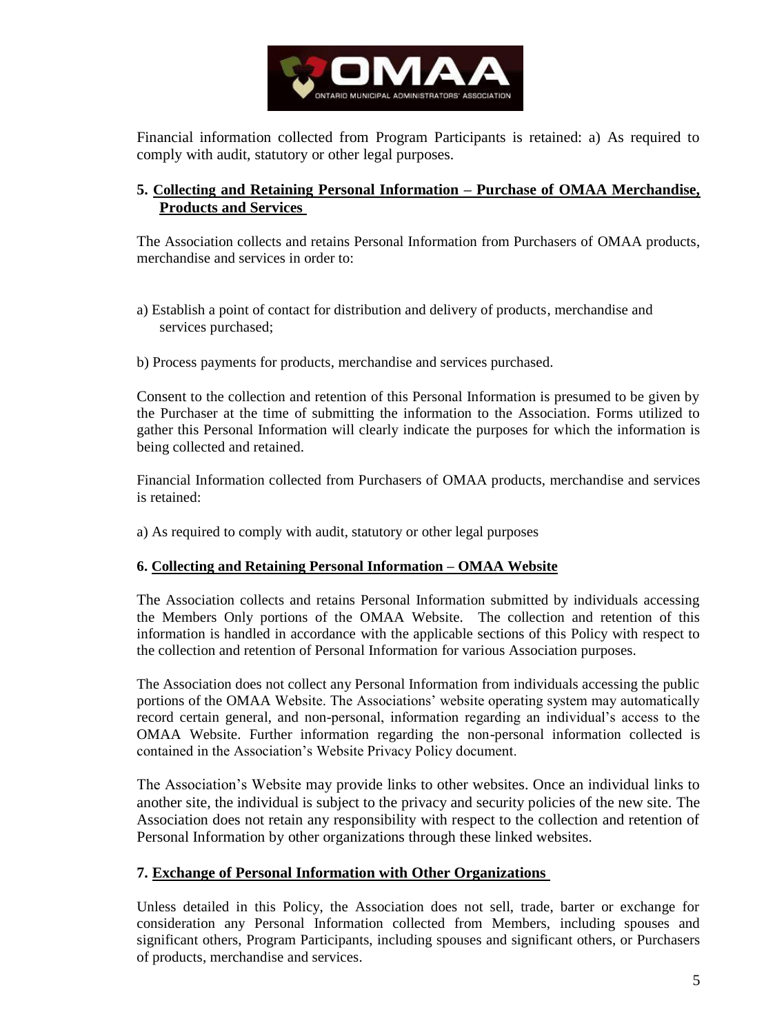Financial information collected from Program Participants is retained: a) As required to comply with audit, statutory or other legal purposes.

### 5. Collecting and Retaining Personal Information – Purchase of OMAA Merchandise, Products and Services

The Association collects and retains Personal Information from Purchasers of OMAA products, merchandise and services in order to:

a) Establish a point of contact for distribution and delivery of products, merchandise and services purchased;

b) Process payments for products, merchandise and services purchased.

Consent to the collection and retention of this Personal Information is presumed to be given by the Purchaser at the time of submitting the information to the Association. Forms utilized to gather this Personal Information will clearly indicate the purposes for which the information is being collected and retained.

Financial Information collected from Purchasers of OMAA products, merchandise and services is retained:

a) As required to comply with audit, statutory or other legal purposes

### 6. Collecting and Retaining Personal Information – OMAA Website

The Association collects and retains Personal Information submitted by individuals accessing the Members Only portions of the OMAA Website. The collection and retention of this information is handled in accordance with the applicable sections of this Policy with respect to the collection and retention of Personal Information for various Association purposes.

The Association does not collect any Personal Information from individuals accessing the public portions of the OMAA Website. The Associations' website operating system may automatically record certain general, and non-personal, information regarding an individual's access to the OMAA Website. Further information regarding the non-personal information collected is contained in the Association's Website Privacy Policy document.

The Association's Website may provide links to other websites. Once an individual links to another site, the individual is subject to the privacy and security policies of the new site. The Association does not retain any responsibility with respect to the collection and retention of Personal Information by other organizations through these linked websites.

### 7. Exchange of Personal Information with Other Organizations

Unless detailed in this Policy, the Association does not sell, trade, barter or exchange for consideration any Personal Information collected from Members, including spouses and significant others, Program Participants, including spouses and significant others, or Purchasers of products, merchandise and services.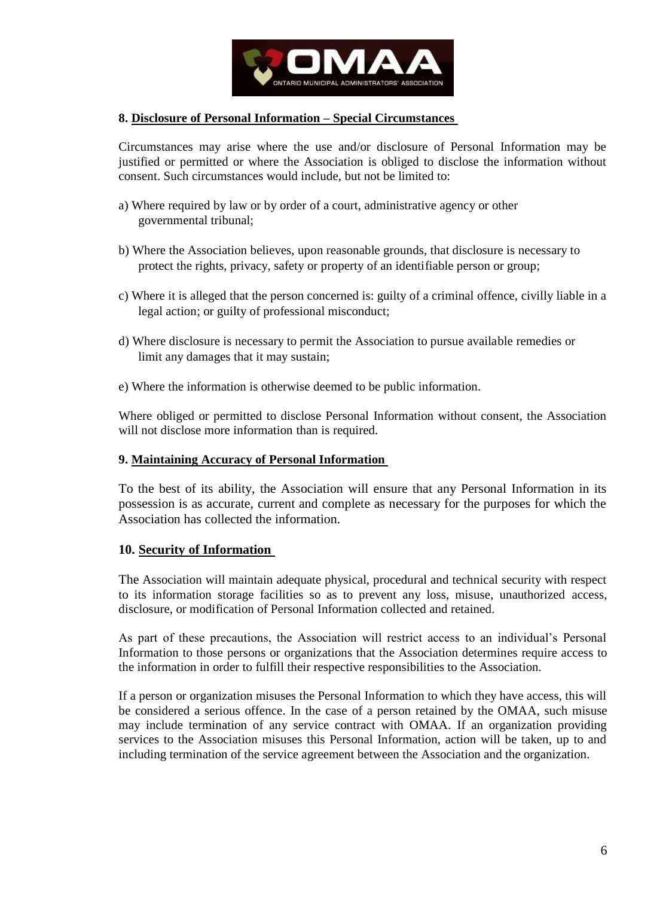## 8. Disclosure of Personal Information – Special Circumstances

Circumstances may arise where the use and/or disclosure of Personal Information may be justified or permitted or where the Association is obliged to disclose the information without consent. Such circumstances would include, but not be limited to:

a) Where required by law or by order of a court, administrative agency or other governmental tribunal;

b) Where the Association believes, upon reasonable grounds, that disclosure is necessary to protect the rights, privacy, safety or property of an identifiable person or group;

c) Where it is alleged that the person concerned is: guilty of a criminal offence, civilly liable in a legal action; or guilty of professional misconduct;

d) Where disclosure is necessary to permit the Association to pursue available remedies or limit any damages that it may sustain;

e) Where the information is otherwise deemed to be public information.

Where obliged or permitted to disclose Personal Information without consent, the Association will not disclose more information than is required.

## 9. Maintaining Accuracy of Personal Information

To the best of its ability, the Association will ensure that any Personal Information in its possession is as accurate, current and complete as necessary for the purposes for which the Association has collected the information.

## 10. Security of Information

The Association will maintain adequate physical, procedural and technical security with respect to its information storage facilities so as to prevent any loss, misuse, unauthorized access, disclosure, or modification of Personal Information collected and retained.

As part of these precautions, the Association will restrict access to an individual's Personal Information to those persons or organizations that the Association determines require access to the information in order to fulfill their respective responsibilities to the Association.

If a person or organization misuses the Personal Information to which they have access, this will be considered a serious offence. In the case of a person retained by the OMAA, such misuse may include termination of any service contract with OMAA. If an organization providing services to the Association misuses this Personal Information, action will be taken, up to and including termination of the service agreement between the Association and the organization.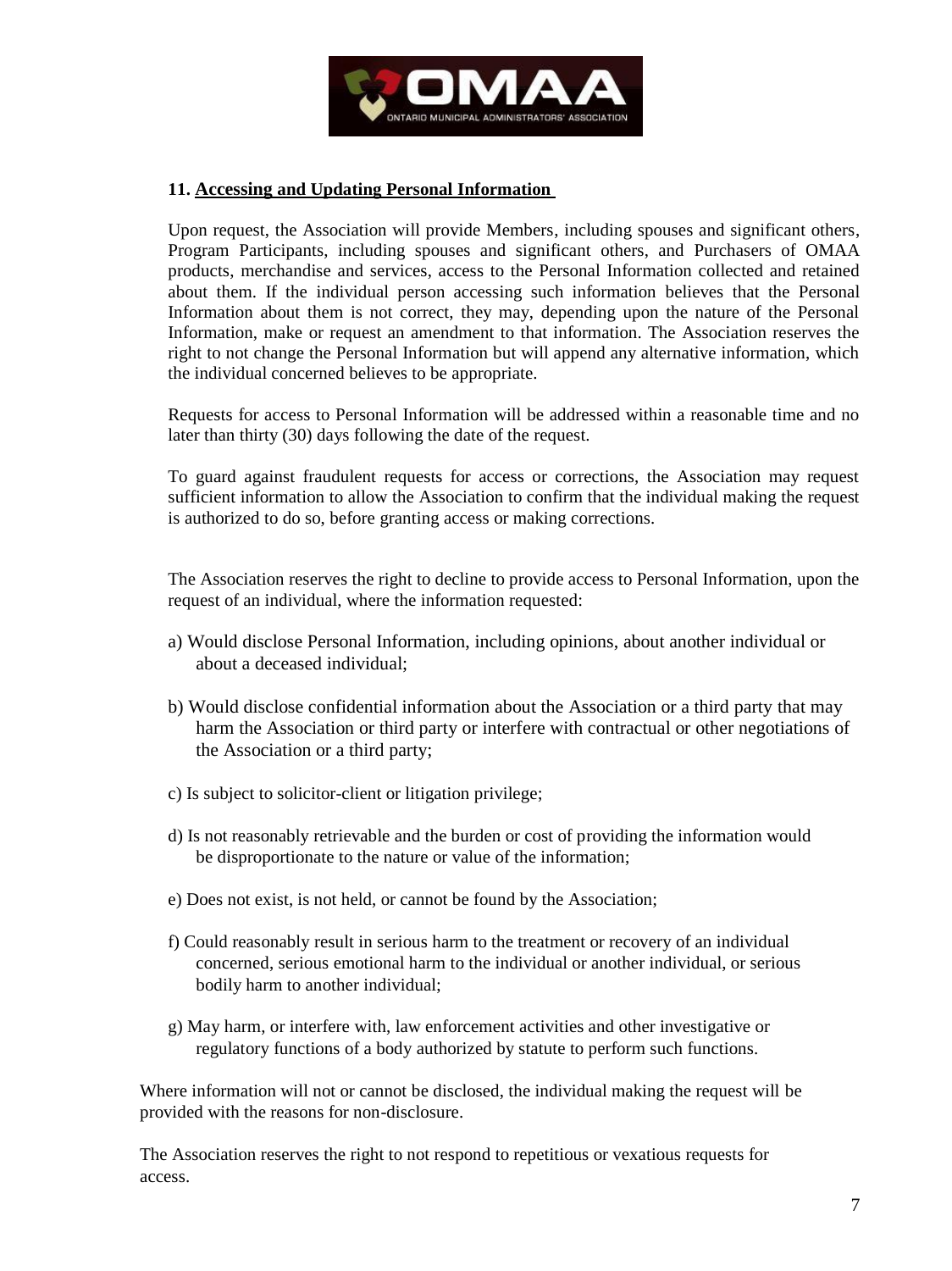## 11. Accessing and Updating Personal Information

Upon request, the Association will provide Members, including spouses and significant others, Program Participants, including spouses and significant others, and Purchasers of OMAA products, merchandise and services, access to the Personal Information collected and retained about them. If the individual person accessing such information believes that the Personal Information about them is not correct, they may, depending upon the nature of the Personal Information, make or request an amendment to that information. The Association reserves the right to not change the Personal Information but will append any alternative information, which the individual concerned believes to be appropriate.

Requests for access to Personal Information will be addressed within a reasonable time and no later than thirty (30) days following the date of the request.

To guard against fraudulent requests for access or corrections, the Association may request sufficient information to allow the Association to confirm that the individual making the request is authorized to do so, before granting access or making corrections.

The Association reserves the right to decline to provide access to Personal Information, upon the request of an individual, where the information requested:

a) Would disclose Personal Information, including opinions, about another individual or about a deceased individual;

b) Would disclose confidential information about the Association or a third party that may harm the Association or third party or interfere with contractual or other negotiations of the Association or a third party;

c) Is subject to solicitor-client or litigation privilege;

d) Is not reasonably retrievable and the burden or cost of providing the information would be disproportionate to the nature or value of the information;

e) Does not exist, is not held, or cannot be found by the Association;

f) Could reasonably result in serious harm to the treatment or recovery of an individual concerned, serious emotional harm to the individual or another individual, or serious bodily harm to another individual;

g) May harm, or interfere with, law enforcement activities and other investigative or regulatory functions of a body authorized by statute to perform such functions.

Where information will not or cannot be disclosed, the individual making the request will be provided with the reasons for non-disclosure.

The Association reserves the right to not respond to repetitious or vexatious requests for access.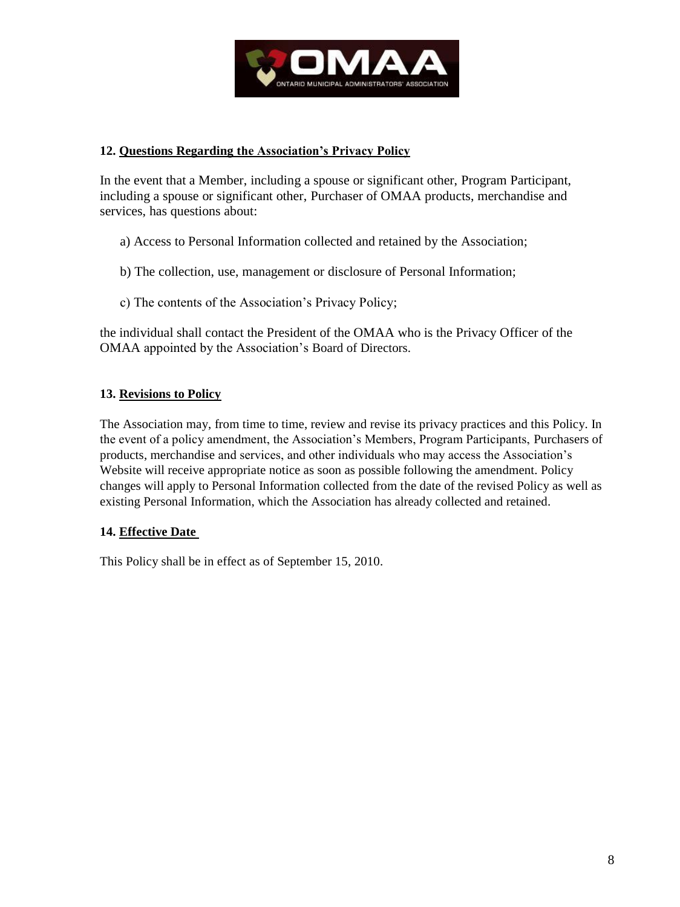**12. Questions Regarding the Association's Privacy Policy**

In the event that a Member, including a spouse or significant other, Program Participant, including a spouse or significant other, Purchaser of OMAA products, merchandise and services, has questions about:

a) Access to Personal Information collected and retained by the Association;

b) The collection, use, management or disclosure of Personal Information;

c) The contents of the Association's Privacy Policy;

the individual shall contact the President of the OMAA who is the Privacy Officer of the OMAA appointed by the Association's Board of Directors.

**13. Revisions to Policy**

The Association may, from time to time, review and revise its privacy practices and this Policy. In the event of a policy amendment, the Association's Members, Program Participants, Purchasers of products, merchandise and services, and other individuals who may access the Association's Website will receive appropriate notice as soon as possible following the amendment. Policy changes will apply to Personal Information collected from the date of the revised Policy as well as existing Personal Information, which the Association has already collected and retained.

**14. Effective Date**

This Policy shall be in effect as of September 15, 2010.